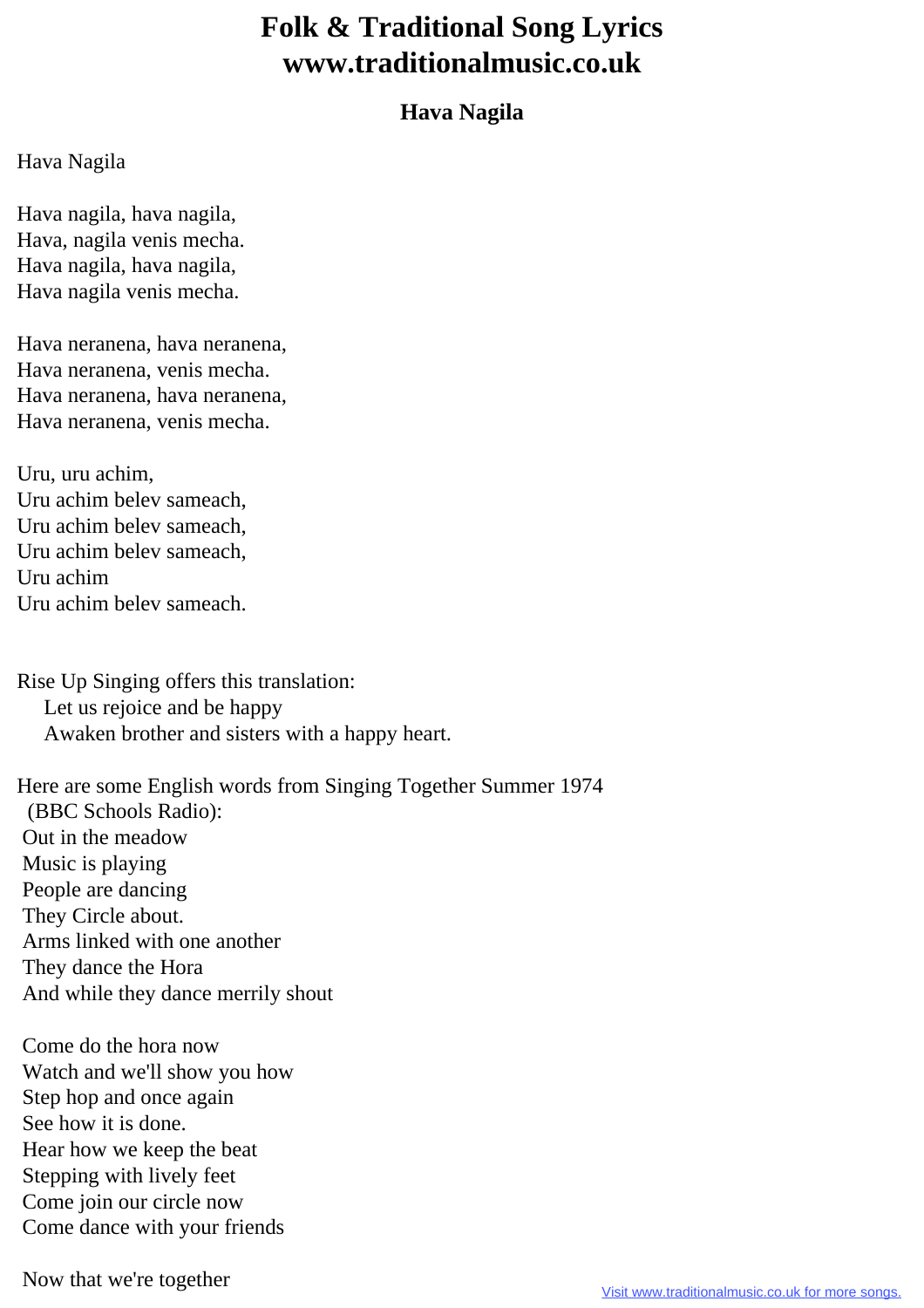# Folk & Traditional Song Lyrics
# www.traditionalmusic.co.uk

## Hava Nagila

Hava Nagila

Hava nagila, hava nagila,
Hava, nagila venis mecha.
Hava nagila, hava nagila,
Hava nagila venis mecha.

Hava neranena, hava neranena,
Hava neranena, venis mecha.
Hava neranena, hava neranena,
Hava neranena, venis mecha.

Uru, uru achim,
Uru achim belev sameach,
Uru achim belev sameach,
Uru achim belev sameach,
Uru achim
Uru achim belev sameach.

Rise Up Singing offers this translation:
Let us rejoice and be happy
Awaken brother and sisters with a happy heart.

Here are some English words from Singing Together Summer 1974
(BBC Schools Radio):
Out in the meadow
Music is playing
People are dancing
They Circle about.
Arms linked with one another
They dance the Hora
And while they dance merrily shout

Come do the hora now
Watch and we'll show you how
Step hop and once again
See how it is done.
Hear how we keep the beat
Stepping with lively feet
Come join our circle now
Come dance with your friends

Now that we're together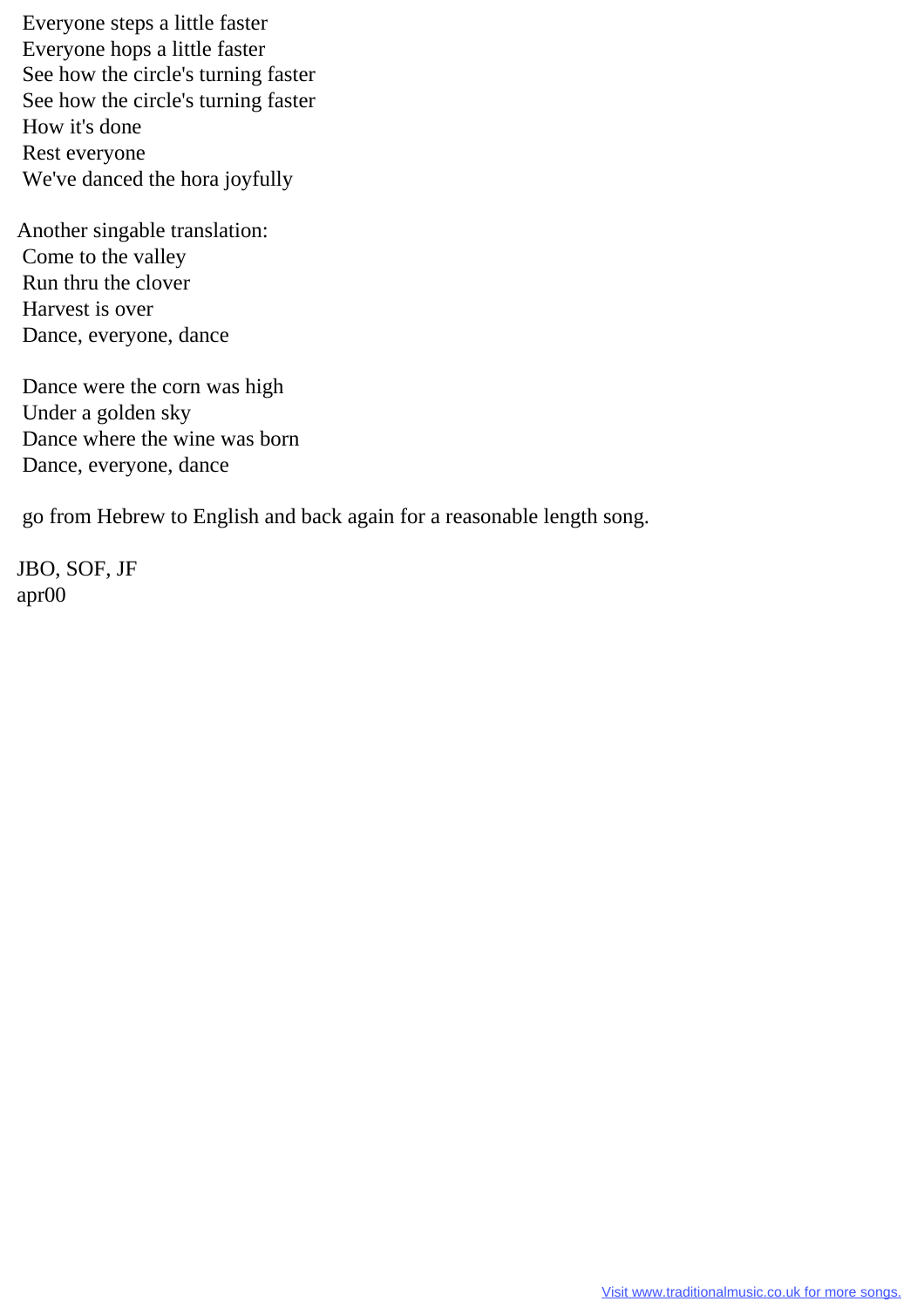Everyone steps a little faster
Everyone hops a little faster
See how the circle's turning faster
See how the circle's turning faster
How it's done
Rest everyone
We've danced the hora joyfully

Another singable translation:
Come to the valley
Run thru the clover
Harvest is over
Dance, everyone, dance

Dance were the corn was high
Under a golden sky
Dance where the wine was born
Dance, everyone, dance

go from Hebrew to English and back again for a reasonable length song.

JBO, SOF, JF
apr00